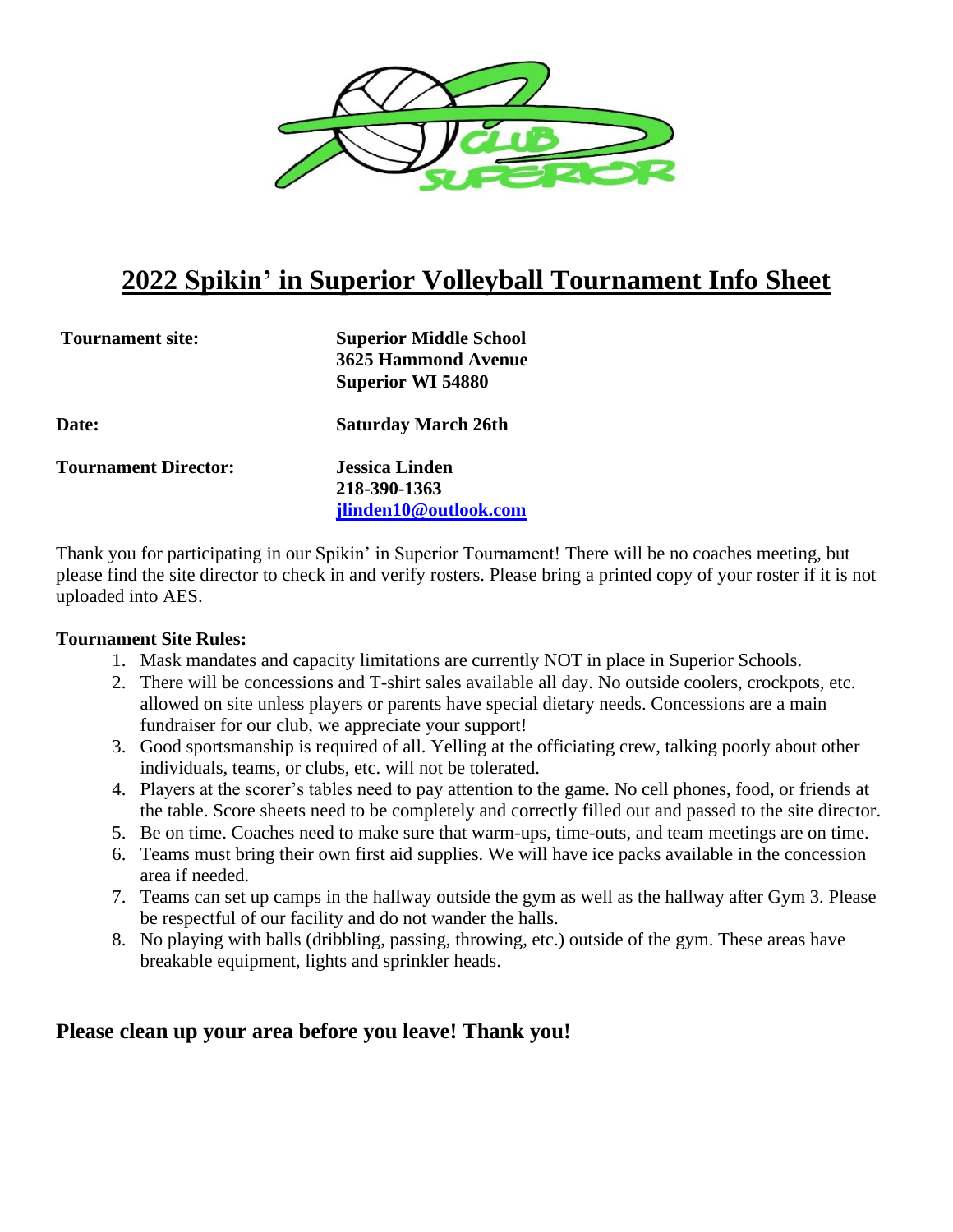# 2022 Spikin' in Superior Volleyball Tournament Info Sheet

| | |
|---|---|
| **Tournament site:** | **Superior Middle School**<br>**3625 Hammond Avenue**<br>**Superior WI 54880** |
| **Date:** | **Saturday March 26th** |
| **Tournament Director:** | **Jessica Linden**<br>**218-390-1363**<br>**jlinden10@outlook.com** |

Thank you for participating in our Spikin' in Superior Tournament! There will be no coaches meeting, but please find the site director to check in and verify rosters. Please bring a printed copy of your roster if it is not uploaded into AES.

**Tournament Site Rules:**

1. Mask mandates and capacity limitations are currently NOT in place in Superior Schools.
2. There will be concessions and T-shirt sales available all day. No outside coolers, crockpots, etc. allowed on site unless players or parents have special dietary needs. Concessions are a main fundraiser for our club, we appreciate your support!
3. Good sportsmanship is required of all. Yelling at the officiating crew, talking poorly about other individuals, teams, or clubs, etc. will not be tolerated.
4. Players at the scorer's tables need to pay attention to the game. No cell phones, food, or friends at the table. Score sheets need to be completely and correctly filled out and passed to the site director.
5. Be on time. Coaches need to make sure that warm-ups, time-outs, and team meetings are on time.
6. Teams must bring their own first aid supplies. We will have ice packs available in the concession area if needed.
7. Teams can set up camps in the hallway outside the gym as well as the hallway after Gym 3. Please be respectful of our facility and do not wander the halls.
8. No playing with balls (dribbling, passing, throwing, etc.) outside of the gym. These areas have breakable equipment, lights and sprinkler heads.

## Please clean up your area before you leave! Thank you!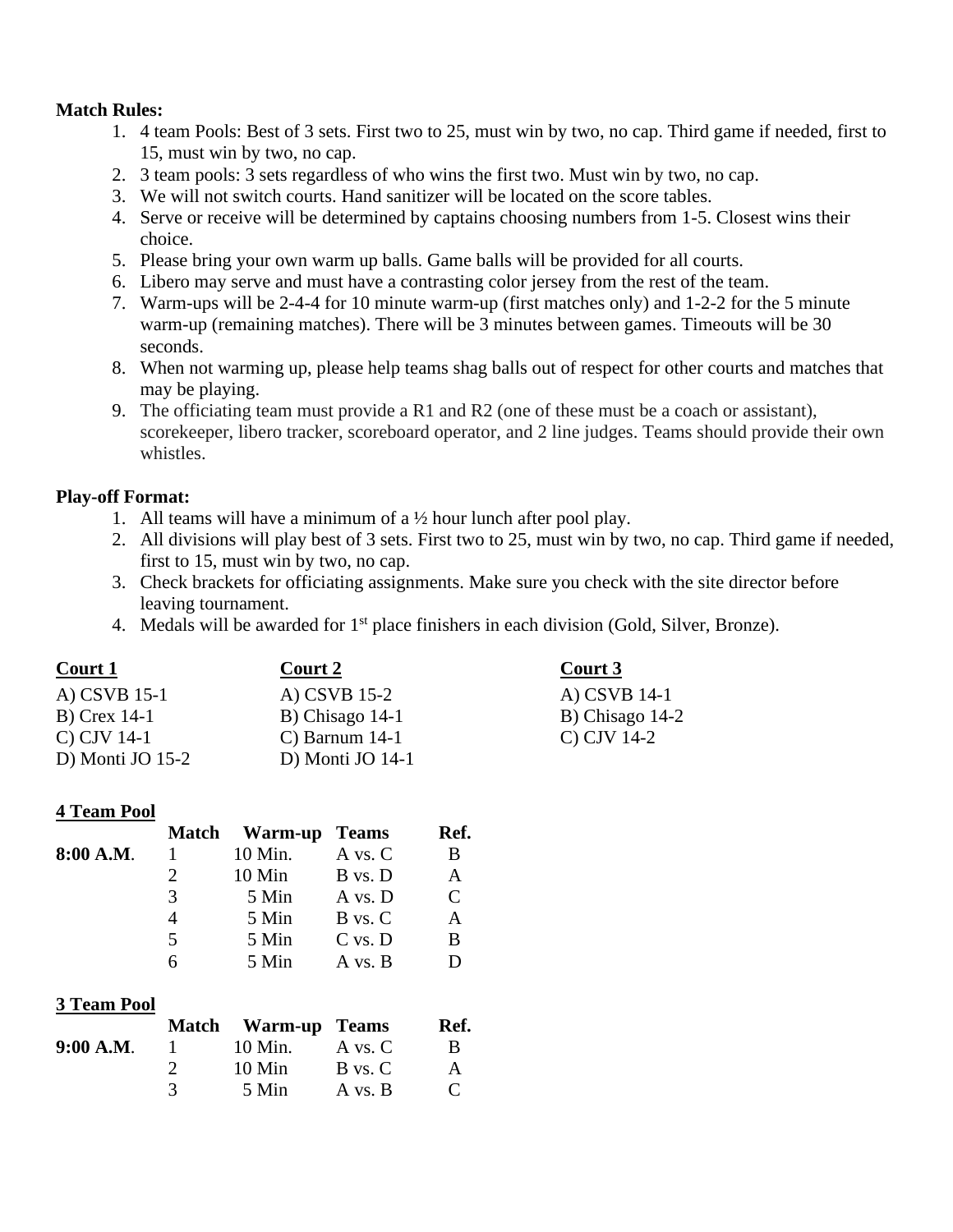**Match Rules:**

1. 4 team Pools: Best of 3 sets. First two to 25, must win by two, no cap. Third game if needed, first to 15, must win by two, no cap.
2. 3 team pools: 3 sets regardless of who wins the first two. Must win by two, no cap.
3. We will not switch courts. Hand sanitizer will be located on the score tables.
4. Serve or receive will be determined by captains choosing numbers from 1-5. Closest wins their choice.
5. Please bring your own warm up balls. Game balls will be provided for all courts.
6. Libero may serve and must have a contrasting color jersey from the rest of the team.
7. Warm-ups will be 2-4-4 for 10 minute warm-up (first matches only) and 1-2-2 for the 5 minute warm-up (remaining matches). There will be 3 minutes between games. Timeouts will be 30 seconds.
8. When not warming up, please help teams shag balls out of respect for other courts and matches that may be playing.
9. The officiating team must provide a R1 and R2 (one of these must be a coach or assistant), scorekeeper, libero tracker, scoreboard operator, and 2 line judges. Teams should provide their own whistles.

**Play-off Format:**

1. All teams will have a minimum of a ½ hour lunch after pool play.
2. All divisions will play best of 3 sets. First two to 25, must win by two, no cap. Third game if needed, first to 15, must win by two, no cap.
3. Check brackets for officiating assignments. Make sure you check with the site director before leaving tournament.
4. Medals will be awarded for 1st place finishers in each division (Gold, Silver, Bronze).

| Court 1 | Court 2 | Court 3 |
|---|---|---|
| A) CSVB 15-1 | A) CSVB 15-2 | A) CSVB 14-1 |
| B) Crex 14-1 | B) Chisago 14-1 | B) Chisago 14-2 |
| C) CJV 14-1 | C) Barnum 14-1 | C) CJV 14-2 |
| D) Monti JO 15-2 | D) Monti JO 14-1 | |

**4 Team Pool**

| | Match | Warm-up | Teams | Ref. |
|---|---|---|---|---|
| 8:00 A.M. | 1 | 10 Min. | A vs. C | B |
| | 2 | 10 Min | B vs. D | A |
| | 3 | 5 Min | A vs. D | C |
| | 4 | 5 Min | B vs. C | A |
| | 5 | 5 Min | C vs. D | B |
| | 6 | 5 Min | A vs. B | D |

**3 Team Pool**

| | Match | Warm-up | Teams | Ref. |
|---|---|---|---|---|
| 9:00 A.M. | 1 | 10 Min. | A vs. C | B |
| | 2 | 10 Min | B vs. C | A |
| | 3 | 5 Min | A vs. B | C |